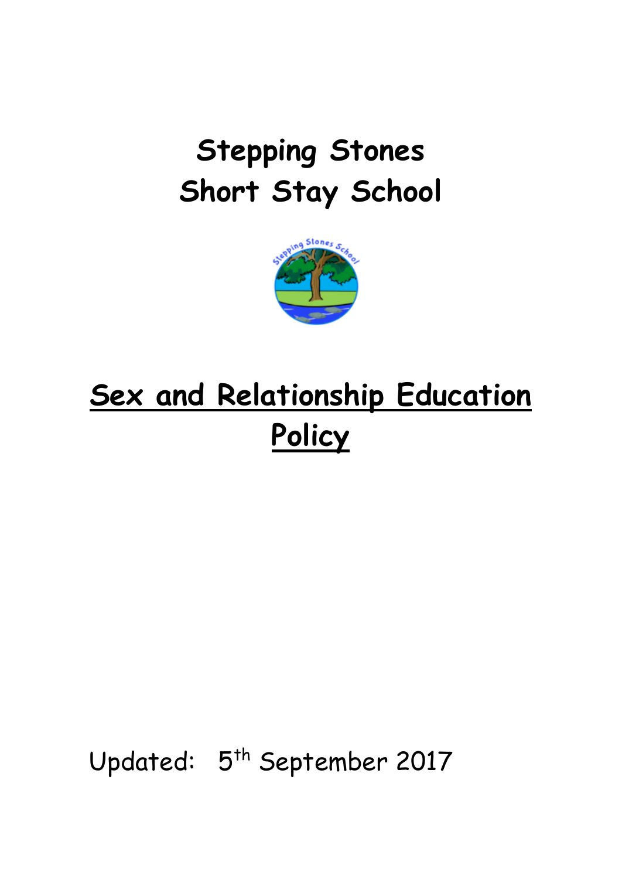# Stepping Stones Short Stay School

## Sex and Relationship Education Policy

Updated: 5th September 2017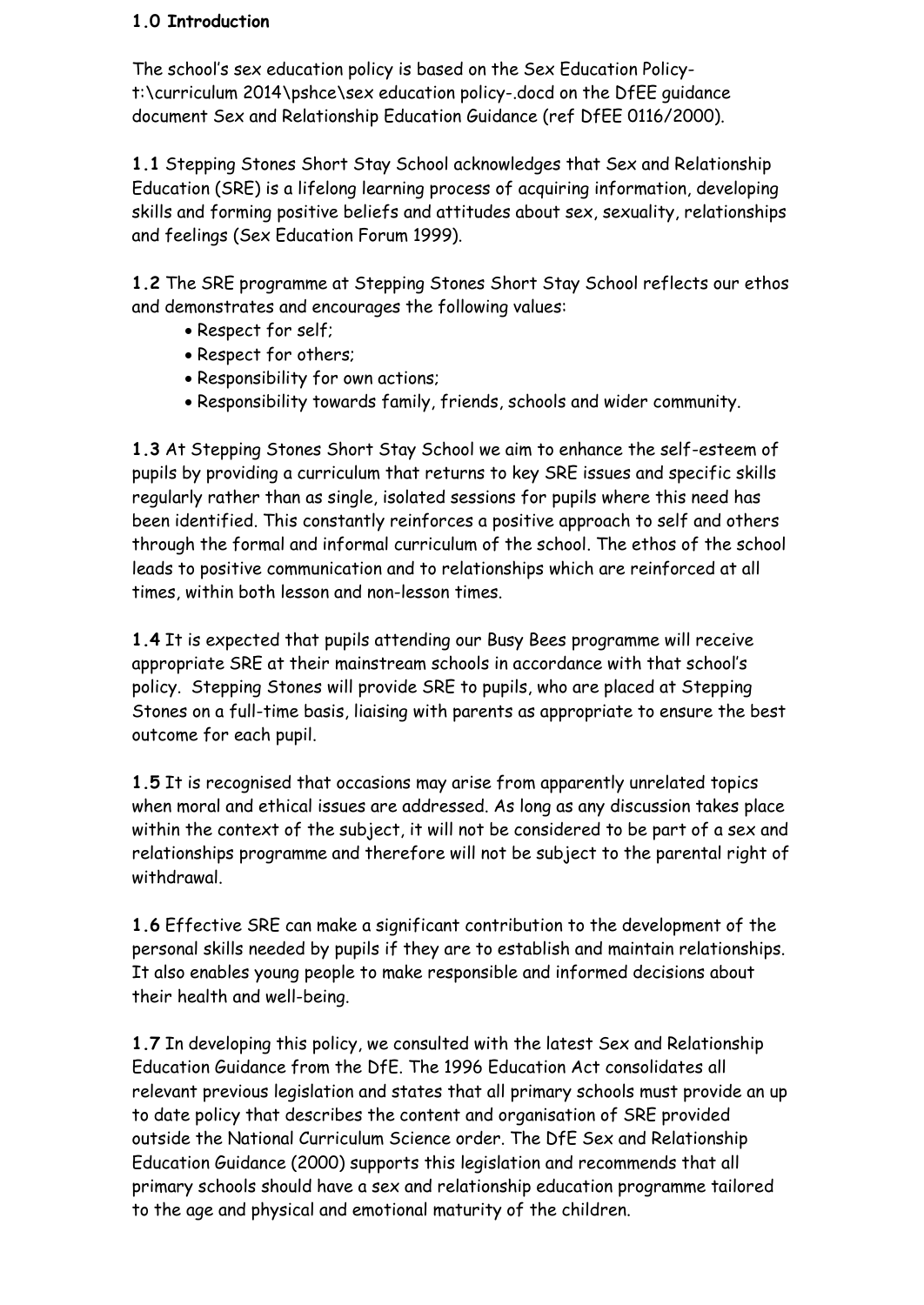### 1.0 Introduction

The school's sex education policy is based on the Sex Education Policy- t:\curriculum 2014\pshce\sex education policy-.docd on the DfEE guidance document Sex and Relationship Education Guidance (ref DfEE 0116/2000).

**1.1** Stepping Stones Short Stay School acknowledges that Sex and Relationship Education (SRE) is a lifelong learning process of acquiring information, developing skills and forming positive beliefs and attitudes about sex, sexuality, relationships and feelings (Sex Education Forum 1999).

**1.2** The SRE programme at Stepping Stones Short Stay School reflects our ethos and demonstrates and encourages the following values:

- Respect for self;
- Respect for others;
- Responsibility for own actions;
- Responsibility towards family, friends, schools and wider community.

**1.3** At Stepping Stones Short Stay School we aim to enhance the self-esteem of pupils by providing a curriculum that returns to key SRE issues and specific skills regularly rather than as single, isolated sessions for pupils where this need has been identified. This constantly reinforces a positive approach to self and others through the formal and informal curriculum of the school. The ethos of the school leads to positive communication and to relationships which are reinforced at all times, within both lesson and non-lesson times.

**1.4** It is expected that pupils attending our Busy Bees programme will receive appropriate SRE at their mainstream schools in accordance with that school's policy. Stepping Stones will provide SRE to pupils, who are placed at Stepping Stones on a full-time basis, liaising with parents as appropriate to ensure the best outcome for each pupil.

**1.5** It is recognised that occasions may arise from apparently unrelated topics when moral and ethical issues are addressed. As long as any discussion takes place within the context of the subject, it will not be considered to be part of a sex and relationships programme and therefore will not be subject to the parental right of withdrawal.

**1.6** Effective SRE can make a significant contribution to the development of the personal skills needed by pupils if they are to establish and maintain relationships. It also enables young people to make responsible and informed decisions about their health and well-being.

**1.7** In developing this policy, we consulted with the latest Sex and Relationship Education Guidance from the DfE. The 1996 Education Act consolidates all relevant previous legislation and states that all primary schools must provide an up to date policy that describes the content and organisation of SRE provided outside the National Curriculum Science order. The DfE Sex and Relationship Education Guidance (2000) supports this legislation and recommends that all primary schools should have a sex and relationship education programme tailored to the age and physical and emotional maturity of the children.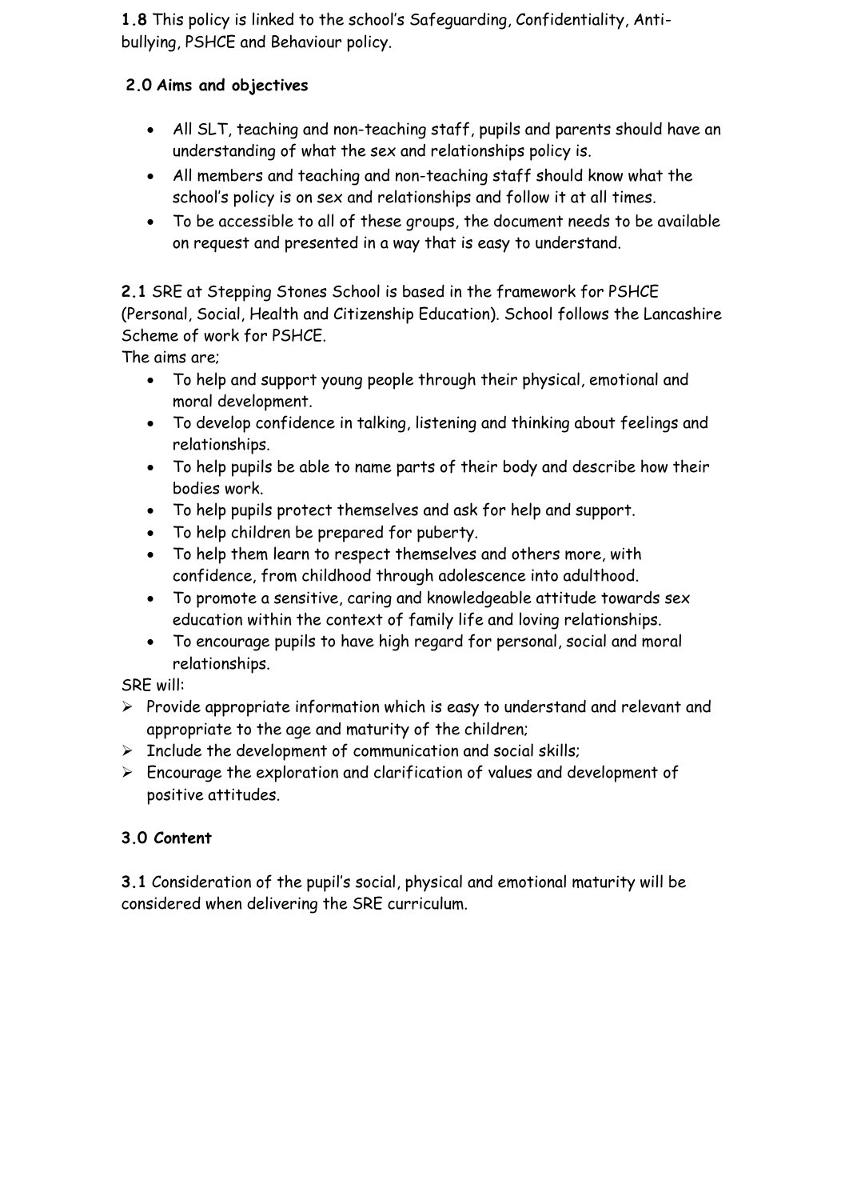**1.8** This policy is linked to the school's Safeguarding, Confidentiality, Anti-bullying, PSHCE and Behaviour policy.

## 2.0 Aims and objectives

- All SLT, teaching and non-teaching staff, pupils and parents should have an understanding of what the sex and relationships policy is.
- All members and teaching and non-teaching staff should know what the school's policy is on sex and relationships and follow it at all times.
- To be accessible to all of these groups, the document needs to be available on request and presented in a way that is easy to understand.

**2.1** SRE at Stepping Stones School is based in the framework for PSHCE (Personal, Social, Health and Citizenship Education). School follows the Lancashire Scheme of work for PSHCE.

The aims are;

- To help and support young people through their physical, emotional and moral development.
- To develop confidence in talking, listening and thinking about feelings and relationships.
- To help pupils be able to name parts of their body and describe how their bodies work.
- To help pupils protect themselves and ask for help and support.
- To help children be prepared for puberty.
- To help them learn to respect themselves and others more, with confidence, from childhood through adolescence into adulthood.
- To promote a sensitive, caring and knowledgeable attitude towards sex education within the context of family life and loving relationships.
- To encourage pupils to have high regard for personal, social and moral relationships.

SRE will:

- Provide appropriate information which is easy to understand and relevant and appropriate to the age and maturity of the children;
- Include the development of communication and social skills;
- Encourage the exploration and clarification of values and development of positive attitudes.

## 3.0 Content

**3.1** Consideration of the pupil's social, physical and emotional maturity will be considered when delivering the SRE curriculum.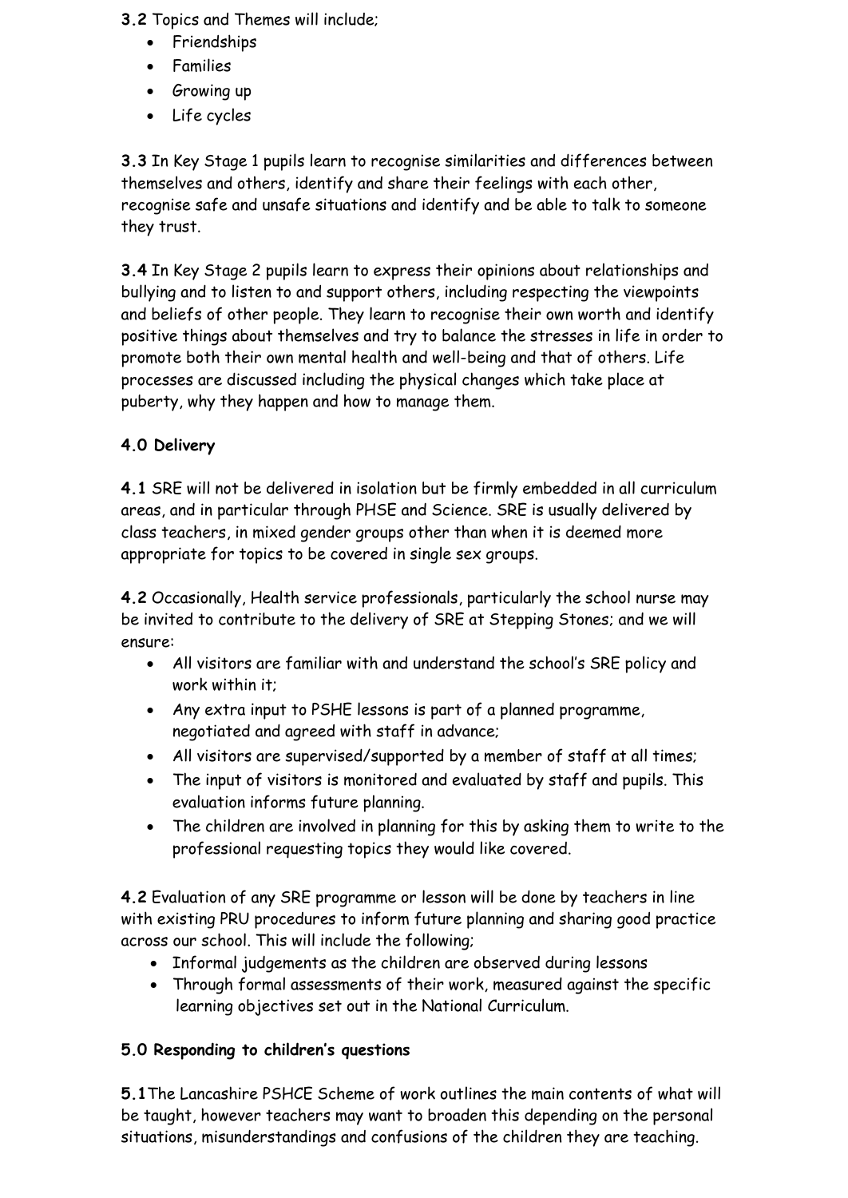**3.2** Topics and Themes will include;

- Friendships
- Families
- Growing up
- Life cycles

**3.3** In Key Stage 1 pupils learn to recognise similarities and differences between themselves and others, identify and share their feelings with each other, recognise safe and unsafe situations and identify and be able to talk to someone they trust.

**3.4** In Key Stage 2 pupils learn to express their opinions about relationships and bullying and to listen to and support others, including respecting the viewpoints and beliefs of other people. They learn to recognise their own worth and identify positive things about themselves and try to balance the stresses in life in order to promote both their own mental health and well-being and that of others. Life processes are discussed including the physical changes which take place at puberty, why they happen and how to manage them.

## 4.0 Delivery

**4.1** SRE will not be delivered in isolation but be firmly embedded in all curriculum areas, and in particular through PHSE and Science. SRE is usually delivered by class teachers, in mixed gender groups other than when it is deemed more appropriate for topics to be covered in single sex groups.

**4.2** Occasionally, Health service professionals, particularly the school nurse may be invited to contribute to the delivery of SRE at Stepping Stones; and we will ensure:

- All visitors are familiar with and understand the school's SRE policy and work within it;
- Any extra input to PSHE lessons is part of a planned programme, negotiated and agreed with staff in advance;
- All visitors are supervised/supported by a member of staff at all times;
- The input of visitors is monitored and evaluated by staff and pupils. This evaluation informs future planning.
- The children are involved in planning for this by asking them to write to the professional requesting topics they would like covered.

**4.2** Evaluation of any SRE programme or lesson will be done by teachers in line with existing PRU procedures to inform future planning and sharing good practice across our school. This will include the following;

- Informal judgements as the children are observed during lessons
- Through formal assessments of their work, measured against the specific learning objectives set out in the National Curriculum.

## 5.0 Responding to children's questions

**5.1** The Lancashire PSHCE Scheme of work outlines the main contents of what will be taught, however teachers may want to broaden this depending on the personal situations, misunderstandings and confusions of the children they are teaching.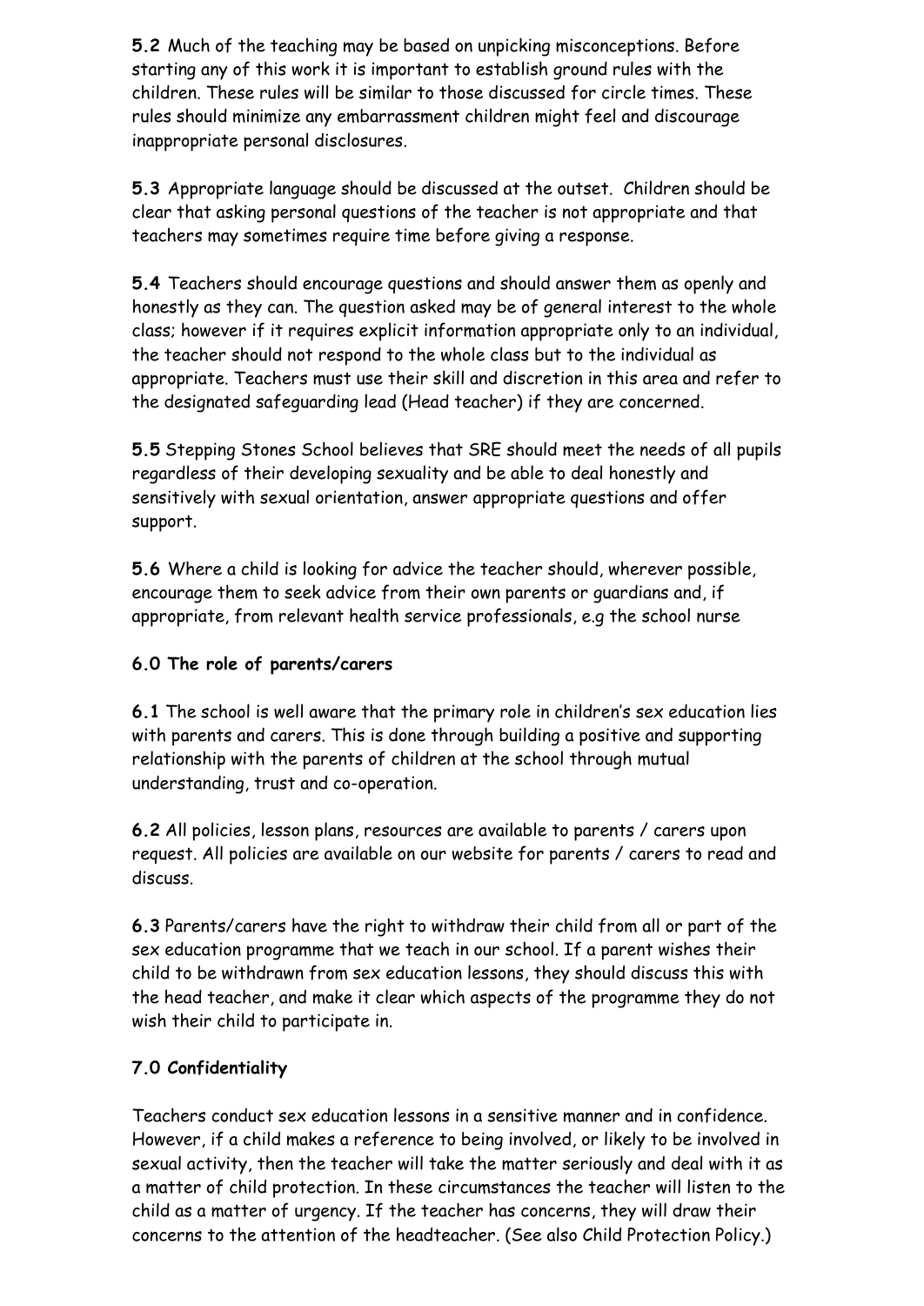**5.2** Much of the teaching may be based on unpicking misconceptions. Before starting any of this work it is important to establish ground rules with the children. These rules will be similar to those discussed for circle times. These rules should minimize any embarrassment children might feel and discourage inappropriate personal disclosures.

**5.3** Appropriate language should be discussed at the outset. Children should be clear that asking personal questions of the teacher is not appropriate and that teachers may sometimes require time before giving a response.

**5.4** Teachers should encourage questions and should answer them as openly and honestly as they can. The question asked may be of general interest to the whole class; however if it requires explicit information appropriate only to an individual, the teacher should not respond to the whole class but to the individual as appropriate. Teachers must use their skill and discretion in this area and refer to the designated safeguarding lead (Head teacher) if they are concerned.

**5.5** Stepping Stones School believes that SRE should meet the needs of all pupils regardless of their developing sexuality and be able to deal honestly and sensitively with sexual orientation, answer appropriate questions and offer support.

**5.6** Where a child is looking for advice the teacher should, wherever possible, encourage them to seek advice from their own parents or guardians and, if appropriate, from relevant health service professionals, e.g the school nurse

### 6.0 The role of parents/carers

**6.1** The school is well aware that the primary role in children's sex education lies with parents and carers. This is done through building a positive and supporting relationship with the parents of children at the school through mutual understanding, trust and co-operation.

**6.2** All policies, lesson plans, resources are available to parents / carers upon request. All policies are available on our website for parents / carers to read and discuss.

**6.3** Parents/carers have the right to withdraw their child from all or part of the sex education programme that we teach in our school. If a parent wishes their child to be withdrawn from sex education lessons, they should discuss this with the head teacher, and make it clear which aspects of the programme they do not wish their child to participate in.

### 7.0 Confidentiality

Teachers conduct sex education lessons in a sensitive manner and in confidence. However, if a child makes a reference to being involved, or likely to be involved in sexual activity, then the teacher will take the matter seriously and deal with it as a matter of child protection. In these circumstances the teacher will listen to the child as a matter of urgency. If the teacher has concerns, they will draw their concerns to the attention of the headteacher. (See also Child Protection Policy.)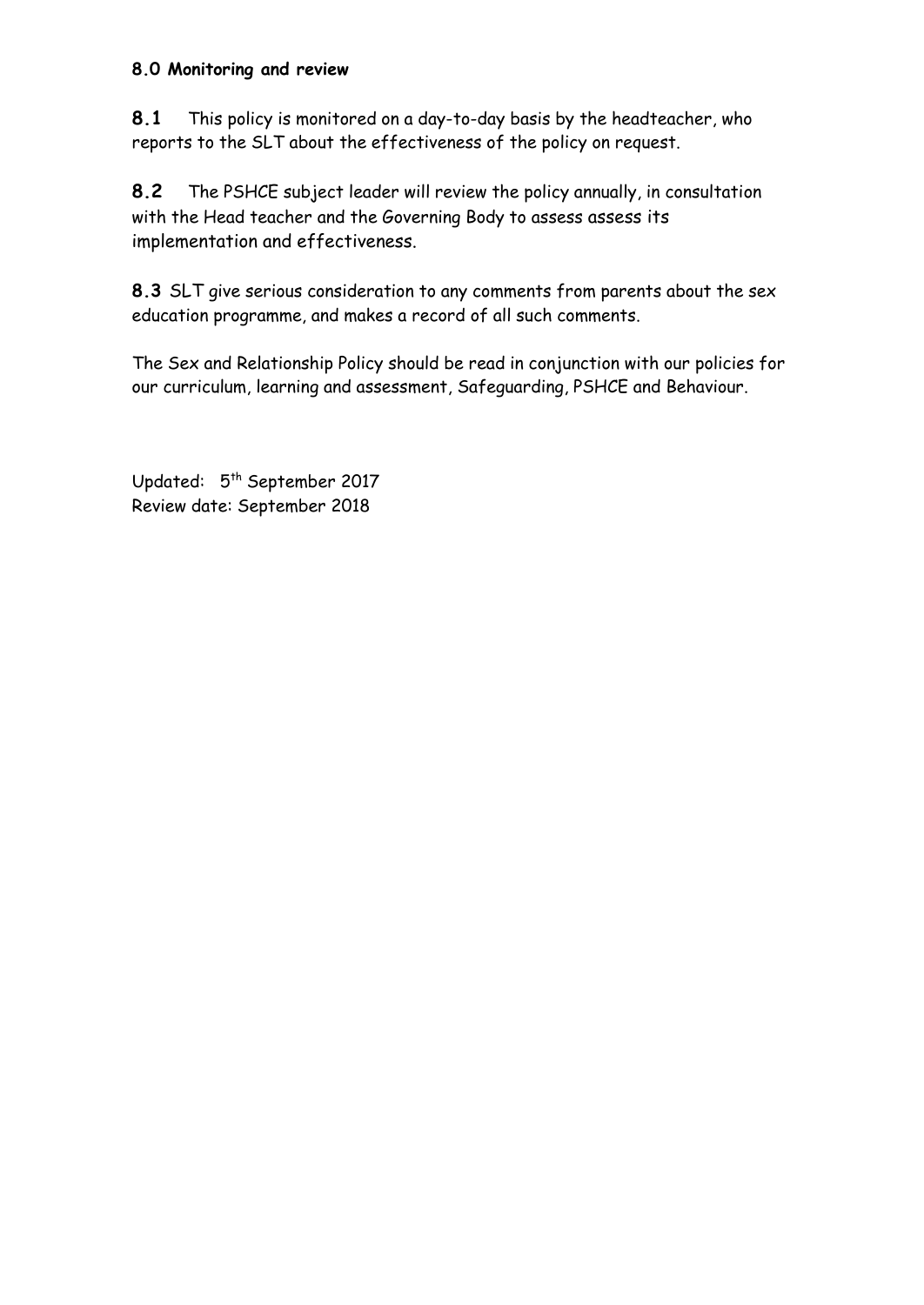**8.0 Monitoring and review**

**8.1** This policy is monitored on a day-to-day basis by the headteacher, who reports to the SLT about the effectiveness of the policy on request.

**8.2** The PSHCE subject leader will review the policy annually, in consultation with the Head teacher and the Governing Body to assess assess its implementation and effectiveness.

**8.3** SLT give serious consideration to any comments from parents about the sex education programme, and makes a record of all such comments.

The Sex and Relationship Policy should be read in conjunction with our policies for our curriculum, learning and assessment, Safeguarding, PSHCE and Behaviour.

Updated: 5th September 2017
Review date: September 2018